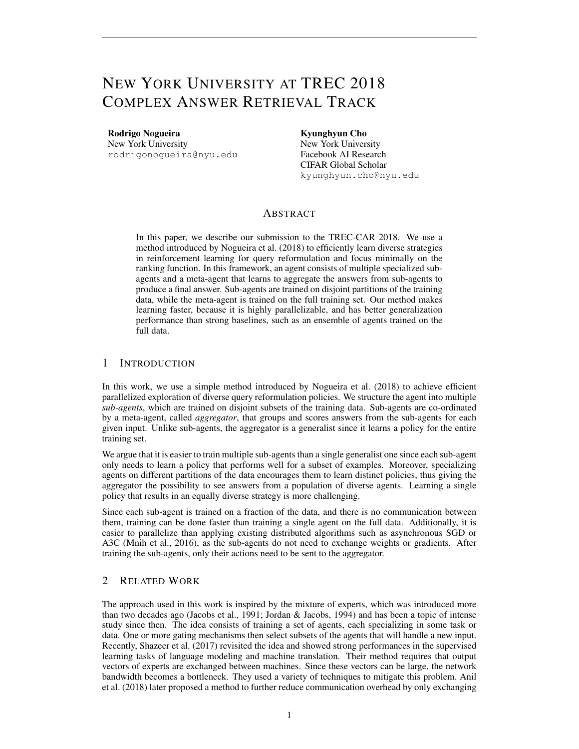# NEW YORK UNIVERSITY AT TREC 2018 COMPLEX ANSWER RETRIEVAL TRACK

**Rodrigo Nogueira**
New York University
rodrigonogueira@nyu.edu

**Kyunghyun Cho**
New York University
Facebook AI Research
CIFAR Global Scholar
kyunghyun.cho@nyu.edu

## ABSTRACT

In this paper, we describe our submission to the TREC-CAR 2018. We use a method introduced by Nogueira et al. (2018) to efficiently learn diverse strategies in reinforcement learning for query reformulation and focus minimally on the ranking function. In this framework, an agent consists of multiple specialized sub-agents and a meta-agent that learns to aggregate the answers from sub-agents to produce a final answer. Sub-agents are trained on disjoint partitions of the training data, while the meta-agent is trained on the full training set. Our method makes learning faster, because it is highly parallelizable, and has better generalization performance than strong baselines, such as an ensemble of agents trained on the full data.

## 1 INTRODUCTION

In this work, we use a simple method introduced by Nogueira et al. (2018) to achieve efficient parallelized exploration of diverse query reformulation policies. We structure the agent into multiple *sub-agents*, which are trained on disjoint subsets of the training data. Sub-agents are co-ordinated by a meta-agent, called *aggregator*, that groups and scores answers from the sub-agents for each given input. Unlike sub-agents, the aggregator is a generalist since it learns a policy for the entire training set.

We argue that it is easier to train multiple sub-agents than a single generalist one since each sub-agent only needs to learn a policy that performs well for a subset of examples. Moreover, specializing agents on different partitions of the data encourages them to learn distinct policies, thus giving the aggregator the possibility to see answers from a population of diverse agents. Learning a single policy that results in an equally diverse strategy is more challenging.

Since each sub-agent is trained on a fraction of the data, and there is no communication between them, training can be done faster than training a single agent on the full data. Additionally, it is easier to parallelize than applying existing distributed algorithms such as asynchronous SGD or A3C (Mnih et al., 2016), as the sub-agents do not need to exchange weights or gradients. After training the sub-agents, only their actions need to be sent to the aggregator.

## 2 RELATED WORK

The approach used in this work is inspired by the mixture of experts, which was introduced more than two decades ago (Jacobs et al., 1991; Jordan & Jacobs, 1994) and has been a topic of intense study since then. The idea consists of training a set of agents, each specializing in some task or data. One or more gating mechanisms then select subsets of the agents that will handle a new input. Recently, Shazeer et al. (2017) revisited the idea and showed strong performances in the supervised learning tasks of language modeling and machine translation. Their method requires that output vectors of experts are exchanged between machines. Since these vectors can be large, the network bandwidth becomes a bottleneck. They used a variety of techniques to mitigate this problem. Anil et al. (2018) later proposed a method to further reduce communication overhead by only exchanging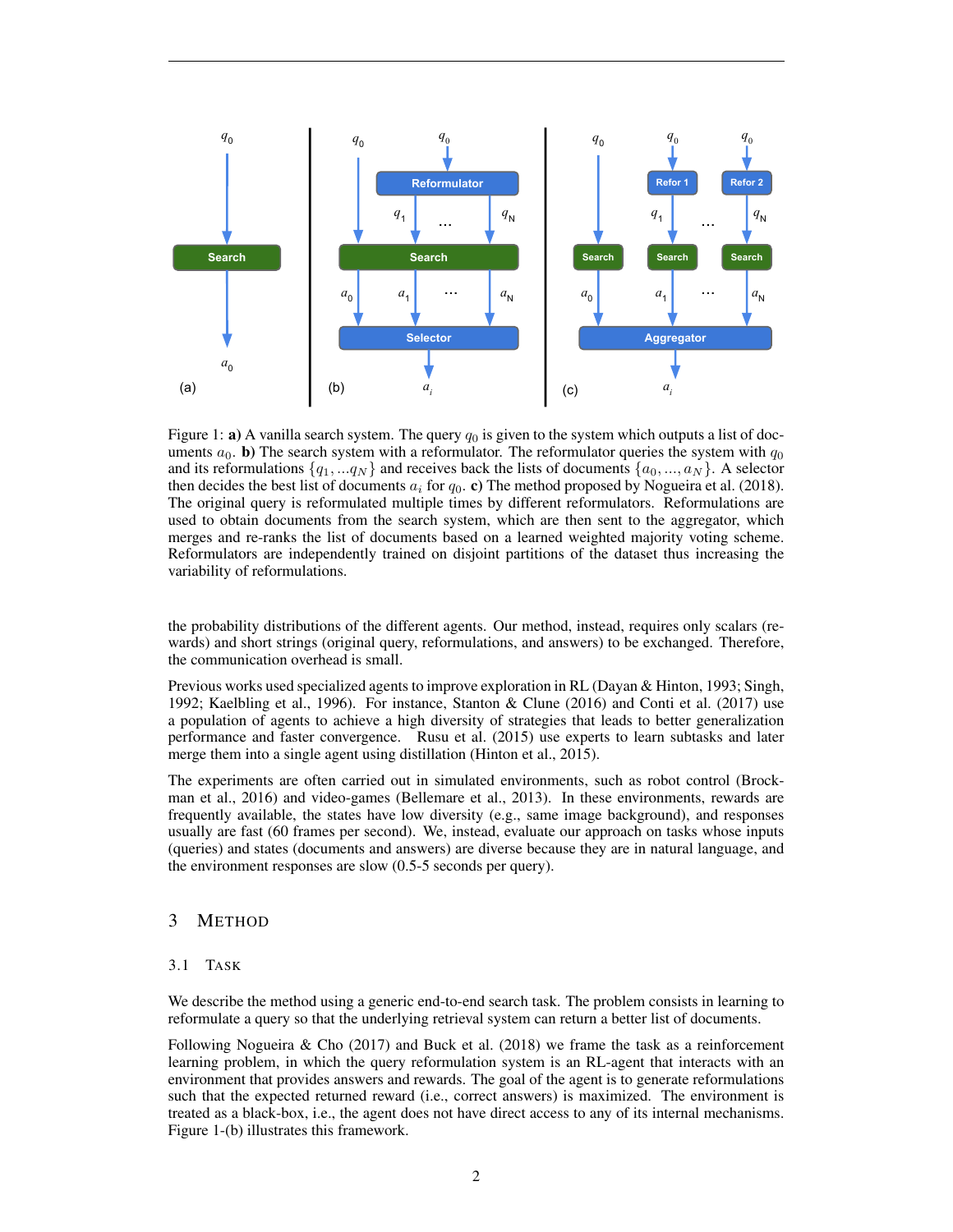Figure 1: **a)** A vanilla search system. The query $q_0$ is given to the system which outputs a list of documents $a_0$. **b)** The search system with a reformulator. The reformulator queries the system with $q_0$ and its reformulations $\{q_1, ...q_N\}$ and receives back the lists of documents $\{a_0, ..., a_N\}$. A selector then decides the best list of documents $a_i$ for $q_0$. **c)** The method proposed by Nogueira et al. (2018). The original query is reformulated multiple times by different reformulators. Reformulations are used to obtain documents from the search system, which are then sent to the aggregator, which merges and re-ranks the list of documents based on a learned weighted majority voting scheme. Reformulators are independently trained on disjoint partitions of the dataset thus increasing the variability of reformulations.

the probability distributions of the different agents. Our method, instead, requires only scalars (rewards) and short strings (original query, reformulations, and answers) to be exchanged. Therefore, the communication overhead is small.

Previous works used specialized agents to improve exploration in RL (Dayan & Hinton, 1993; Singh, 1992; Kaelbling et al., 1996). For instance, Stanton & Clune (2016) and Conti et al. (2017) use a population of agents to achieve a high diversity of strategies that leads to better generalization performance and faster convergence. Rusu et al. (2015) use experts to learn subtasks and later merge them into a single agent using distillation (Hinton et al., 2015).

The experiments are often carried out in simulated environments, such as robot control (Brockman et al., 2016) and video-games (Bellemare et al., 2013). In these environments, rewards are frequently available, the states have low diversity (e.g., same image background), and responses usually are fast (60 frames per second). We, instead, evaluate our approach on tasks whose inputs (queries) and states (documents and answers) are diverse because they are in natural language, and the environment responses are slow (0.5-5 seconds per query).

# 3 Method

## 3.1 Task

We describe the method using a generic end-to-end search task. The problem consists in learning to reformulate a query so that the underlying retrieval system can return a better list of documents.

Following Nogueira & Cho (2017) and Buck et al. (2018) we frame the task as a reinforcement learning problem, in which the query reformulation system is an RL-agent that interacts with an environment that provides answers and rewards. The goal of the agent is to generate reformulations such that the expected returned reward (i.e., correct answers) is maximized. The environment is treated as a black-box, i.e., the agent does not have direct access to any of its internal mechanisms. Figure 1-(b) illustrates this framework.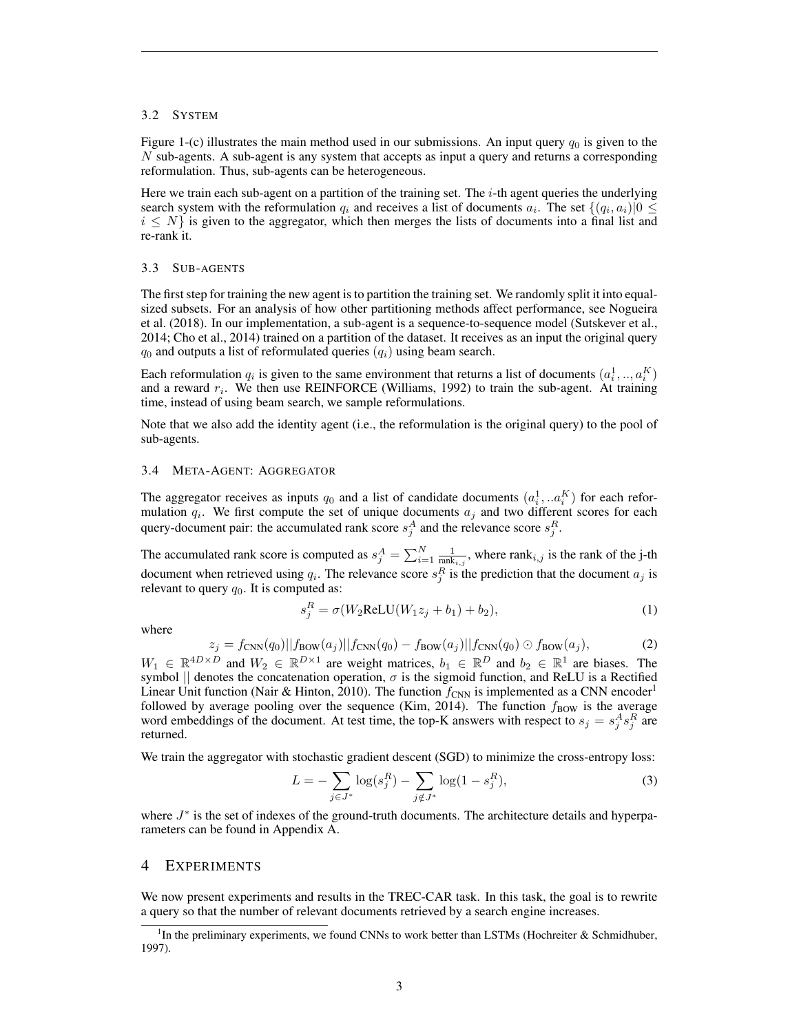### 3.2 System

Figure 1-(c) illustrates the main method used in our submissions. An input query $q_0$ is given to the $N$ sub-agents. A sub-agent is any system that accepts as input a query and returns a corresponding reformulation. Thus, sub-agents can be heterogeneous.

Here we train each sub-agent on a partition of the training set. The $i$-th agent queries the underlying search system with the reformulation $q_i$ and receives a list of documents $a_i$. The set $\{(q_i, a_i)|0 \leq i \leq N\}$ is given to the aggregator, which then merges the lists of documents into a final list and re-rank it.

### 3.3 Sub-agents

The first step for training the new agent is to partition the training set. We randomly split it into equal-sized subsets. For an analysis of how other partitioning methods affect performance, see Nogueira et al. (2018). In our implementation, a sub-agent is a sequence-to-sequence model (Sutskever et al., 2014; Cho et al., 2014) trained on a partition of the dataset. It receives as an input the original query $q_0$ and outputs a list of reformulated queries $(q_i)$ using beam search.

Each reformulation $q_i$ is given to the same environment that returns a list of documents $(a_i^1, .., a_i^K)$ and a reward $r_i$. We then use REINFORCE (Williams, 1992) to train the sub-agent. At training time, instead of using beam search, we sample reformulations.

Note that we also add the identity agent (i.e., the reformulation is the original query) to the pool of sub-agents.

### 3.4 Meta-Agent: Aggregator

The aggregator receives as inputs $q_0$ and a list of candidate documents $(a_i^1, ..a_i^K)$ for each reformulation $q_i$. We first compute the set of unique documents $a_j$ and two different scores for each query-document pair: the accumulated rank score $s_j^A$ and the relevance score $s_j^R$.

The accumulated rank score is computed as $s_j^A = \sum_{i=1}^{N} \frac{1}{\text{rank}_{i,j}}$, where $\text{rank}_{i,j}$ is the rank of the j-th document when retrieved using $q_i$. The relevance score $s_j^R$ is the prediction that the document $a_j$ is relevant to query $q_0$. It is computed as:

$$s_j^R = \sigma(W_2 \text{ReLU}(W_1 z_j + b_1) + b_2), \tag{1}$$

where

$$z_j = f_{\text{CNN}}(q_0) || f_{\text{BOW}}(a_j) || f_{\text{CNN}}(q_0) - f_{\text{BOW}}(a_j) || f_{\text{CNN}}(q_0) \odot f_{\text{BOW}}(a_j), \tag{2}$$

$W_1 \in \mathbb{R}^{4D \times D}$ and $W_2 \in \mathbb{R}^{D \times 1}$ are weight matrices, $b_1 \in \mathbb{R}^D$ and $b_2 \in \mathbb{R}^1$ are biases. The symbol $||$ denotes the concatenation operation, $\sigma$ is the sigmoid function, and ReLU is a Rectified Linear Unit function (Nair & Hinton, 2010). The function $f_{\text{CNN}}$ is implemented as a CNN encoder[1] followed by average pooling over the sequence (Kim, 2014). The function $f_{\text{BOW}}$ is the average word embeddings of the document. At test time, the top-K answers with respect to $s_j = s_j^A s_j^R$ are returned.

We train the aggregator with stochastic gradient descent (SGD) to minimize the cross-entropy loss:

$$L = - \sum_{j \in J^*} \log(s_j^R) - \sum_{j \notin J^*} \log(1 - s_j^R), \tag{3}$$

where $J^*$ is the set of indexes of the ground-truth documents. The architecture details and hyperparameters can be found in Appendix A.

## 4 Experiments

We now present experiments and results in the TREC-CAR task. In this task, the goal is to rewrite a query so that the number of relevant documents retrieved by a search engine increases.

[1] In the preliminary experiments, we found CNNs to work better than LSTMs (Hochreiter & Schmidhuber, 1997).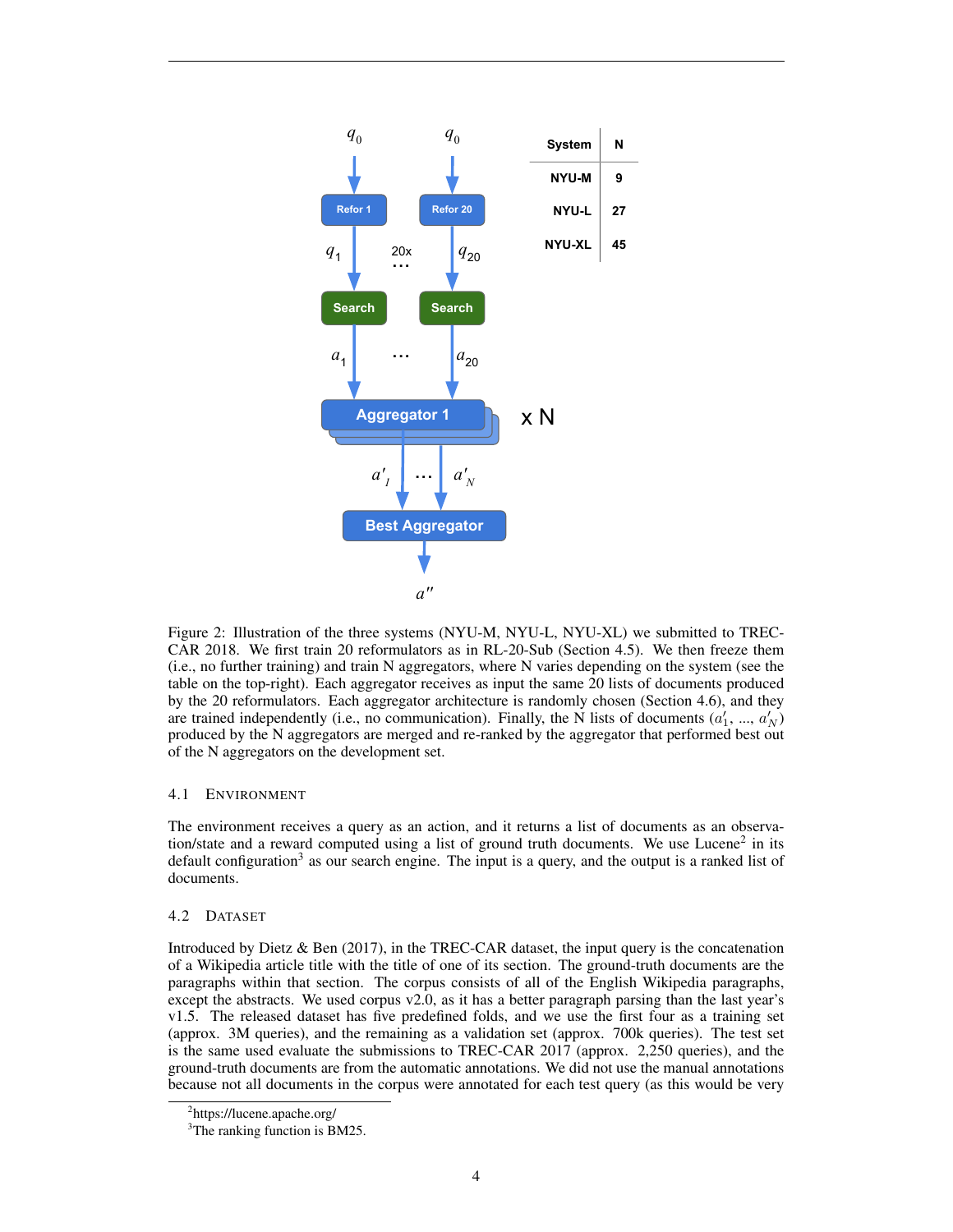| System | N |
|---|---|
| NYU-M | 9 |
| NYU-L | 27 |
| NYU-XL | 45 |

Figure 2: Illustration of the three systems (NYU-M, NYU-L, NYU-XL) we submitted to TREC-CAR 2018. We first train 20 reformulators as in RL-20-Sub (Section 4.5). We then freeze them (i.e., no further training) and train N aggregators, where N varies depending on the system (see the table on the top-right). Each aggregator receives as input the same 20 lists of documents produced by the 20 reformulators. Each aggregator architecture is randomly chosen (Section 4.6), and they are trained independently (i.e., no communication). Finally, the N lists of documents ($a'_1$, ..., $a'_N$) produced by the N aggregators are merged and re-ranked by the aggregator that performed best out of the N aggregators on the development set.

### 4.1 Environment

The environment receives a query as an action, and it returns a list of documents as an observation/state and a reward computed using a list of ground truth documents. We use Lucene[2] in its default configuration[3] as our search engine. The input is a query, and the output is a ranked list of documents.

### 4.2 Dataset

Introduced by Dietz & Ben (2017), in the TREC-CAR dataset, the input query is the concatenation of a Wikipedia article title with the title of one of its section. The ground-truth documents are the paragraphs within that section. The corpus consists of all of the English Wikipedia paragraphs, except the abstracts. We used corpus v2.0, as it has a better paragraph parsing than the last year's v1.5. The released dataset has five predefined folds, and we use the first four as a training set (approx. 3M queries), and the remaining as a validation set (approx. 700k queries). The test set is the same used evaluate the submissions to TREC-CAR 2017 (approx. 2,250 queries), and the ground-truth documents are from the automatic annotations. We did not use the manual annotations because not all documents in the corpus were annotated for each test query (as this would be very

[2] https://lucene.apache.org/

[3] The ranking function is BM25.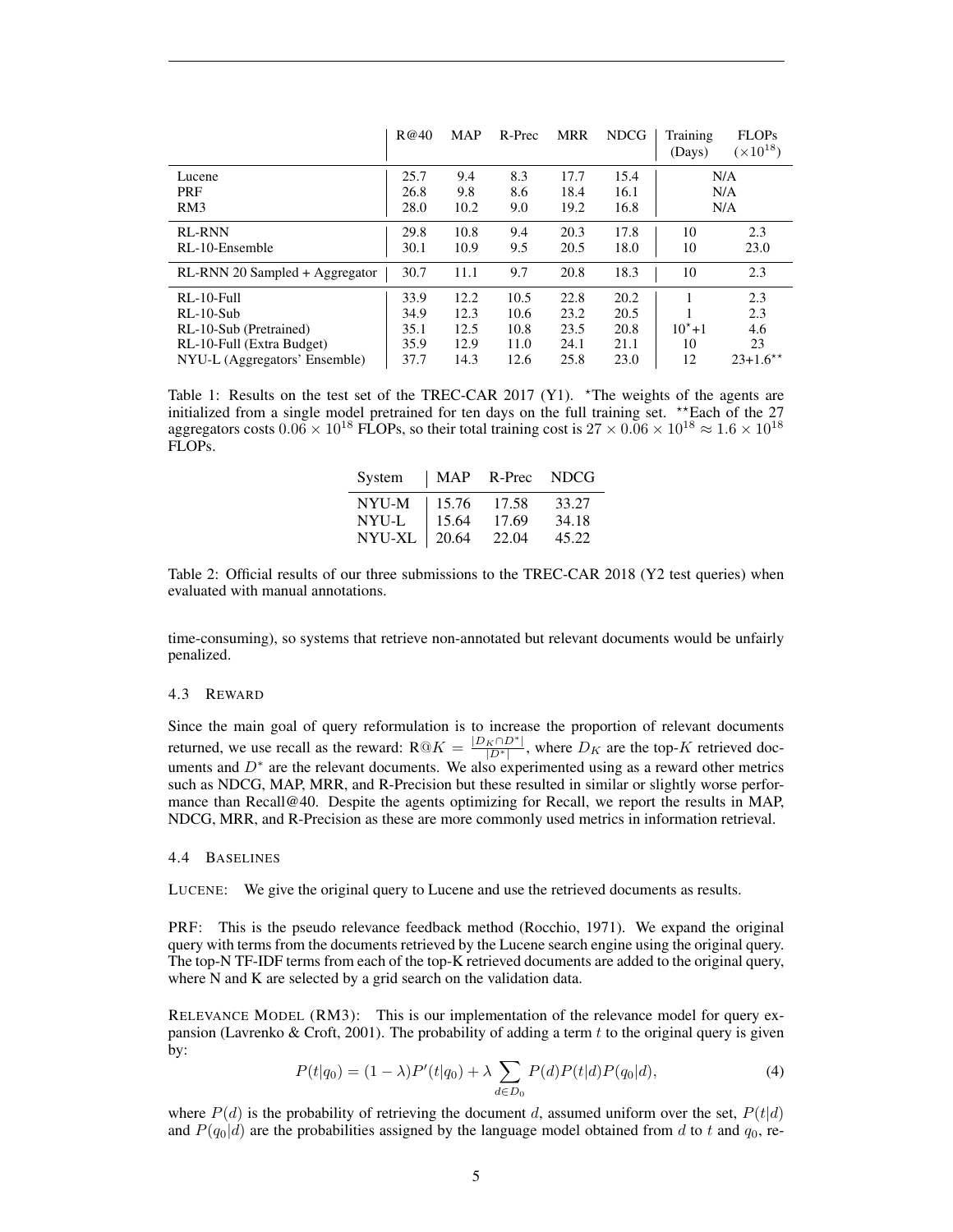| | R@40 | MAP | R-Prec | MRR | NDCG | Training (Days) | FLOPs ($\times 10^{18}$) |
|---|---|---|---|---|---|---|---|
| Lucene | 25.7 | 9.4 | 8.3 | 17.7 | 15.4 | N/A | |
| PRF | 26.8 | 9.8 | 8.6 | 18.4 | 16.1 | N/A | |
| RM3 | 28.0 | 10.2 | 9.0 | 19.2 | 16.8 | N/A | |
| RL-RNN | 29.8 | 10.8 | 9.4 | 20.3 | 17.8 | 10 | 2.3 |
| RL-10-Ensemble | 30.1 | 10.9 | 9.5 | 20.5 | 18.0 | 10 | 23.0 |
| RL-RNN 20 Sampled + Aggregator | 30.7 | 11.1 | 9.7 | 20.8 | 18.3 | 10 | 2.3 |
| RL-10-Full | 33.9 | 12.2 | 10.5 | 22.8 | 20.2 | 1 | 2.3 |
| RL-10-Sub | 34.9 | 12.3 | 10.6 | 23.2 | 20.5 | 1 | 2.3 |
| RL-10-Sub (Pretrained) | 35.1 | 12.5 | 10.8 | 23.5 | 20.8 | $10^{\star}$+1 | 4.6 |
| RL-10-Full (Extra Budget) | 35.9 | 12.9 | 11.0 | 24.1 | 21.1 | 10 | 23 |
| NYU-L (Aggregators' Ensemble) | 37.7 | 14.3 | 12.6 | 25.8 | 23.0 | 12 | $23{+}1.6^{\star\star}$ |

Table 1: Results on the test set of the TREC-CAR 2017 (Y1). $^{\star}$The weights of the agents are initialized from a single model pretrained for ten days on the full training set. $^{\star\star}$Each of the 27 aggregators costs $0.06 \times 10^{18}$ FLOPs, so their total training cost is $27 \times 0.06 \times 10^{18} \approx 1.6 \times 10^{18}$ FLOPs.

| System | MAP | R-Prec | NDCG |
|---|---|---|---|
| NYU-M | 15.76 | 17.58 | 33.27 |
| NYU-L | 15.64 | 17.69 | 34.18 |
| NYU-XL | 20.64 | 22.04 | 45.22 |

Table 2: Official results of our three submissions to the TREC-CAR 2018 (Y2 test queries) when evaluated with manual annotations.

time-consuming), so systems that retrieve non-annotated but relevant documents would be unfairly penalized.

### 4.3 Reward

Since the main goal of query reformulation is to increase the proportion of relevant documents returned, we use recall as the reward: $\text{R@}K = \frac{|D_K \cap D^*|}{|D^*|}$, where $D_K$ are the top-$K$ retrieved documents and $D^*$ are the relevant documents. We also experimented using as a reward other metrics such as NDCG, MAP, MRR, and R-Precision but these resulted in similar or slightly worse performance than Recall@40. Despite the agents optimizing for Recall, we report the results in MAP, NDCG, MRR, and R-Precision as these are more commonly used metrics in information retrieval.

### 4.4 Baselines

Lucene: We give the original query to Lucene and use the retrieved documents as results.

PRF: This is the pseudo relevance feedback method (Rocchio, 1971). We expand the original query with terms from the documents retrieved by the Lucene search engine using the original query. The top-N TF-IDF terms from each of the top-K retrieved documents are added to the original query, where N and K are selected by a grid search on the validation data.

Relevance Model (RM3): This is our implementation of the relevance model for query expansion (Lavrenko & Croft, 2001). The probability of adding a term $t$ to the original query is given by:

$$P(t|q_0) = (1-\lambda)P'(t|q_0) + \lambda \sum_{d \in D_0} P(d)P(t|d)P(q_0|d), \tag{4}$$

where $P(d)$ is the probability of retrieving the document $d$, assumed uniform over the set, $P(t|d)$ and $P(q_0|d)$ are the probabilities assigned by the language model obtained from $d$ to $t$ and $q_0$, re-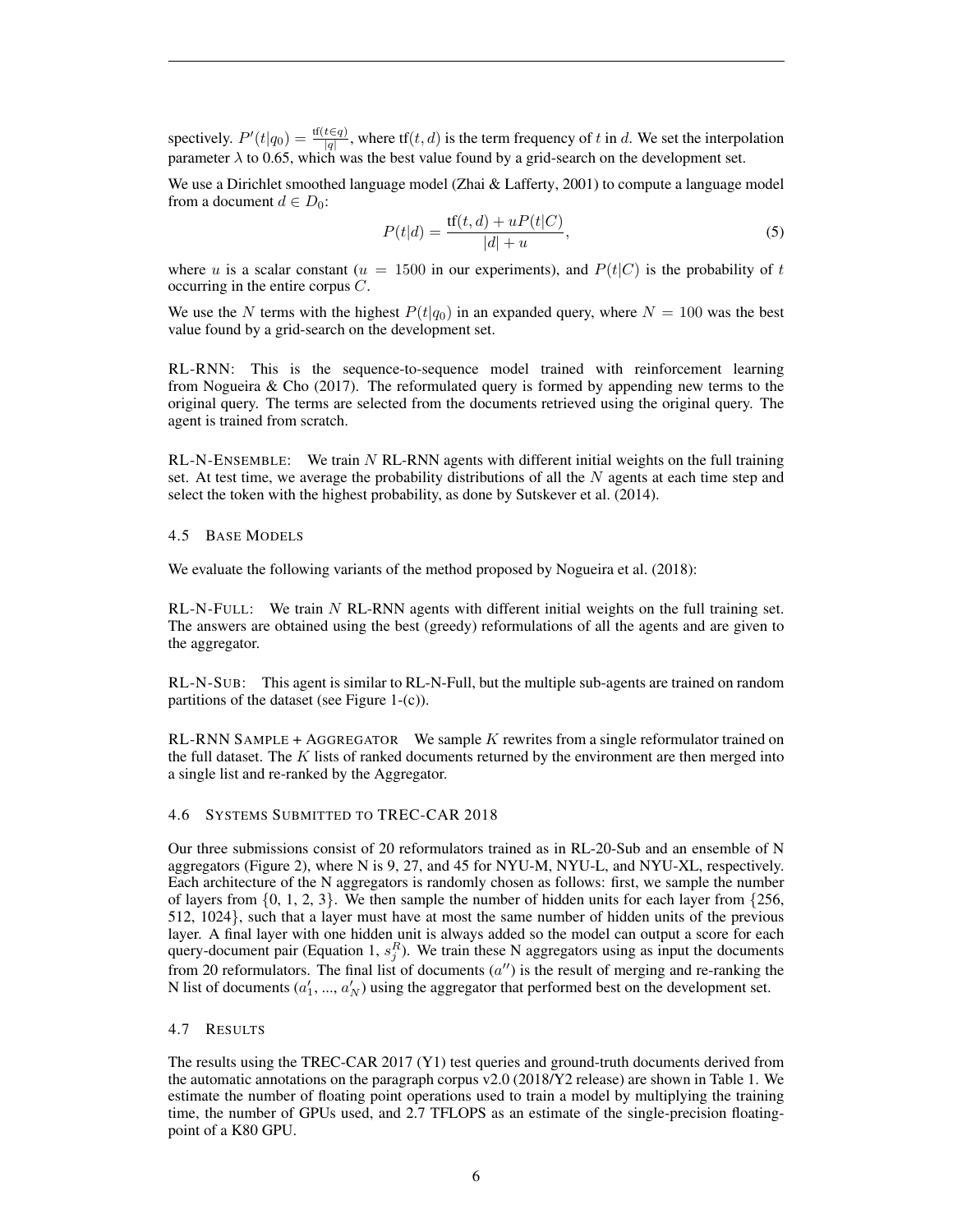spectively. $P'(t|q_0) = \frac{\text{tf}(t \in q)}{|q|}$, where $\text{tf}(t, d)$ is the term frequency of $t$ in $d$. We set the interpolation parameter $\lambda$ to 0.65, which was the best value found by a grid-search on the development set.

We use a Dirichlet smoothed language model (Zhai & Lafferty, 2001) to compute a language model from a document $d \in D_0$:

$$P(t|d) = \frac{\text{tf}(t, d) + uP(t|C)}{|d| + u}, \tag{5}$$

where $u$ is a scalar constant ($u = 1500$ in our experiments), and $P(t|C)$ is the probability of $t$ occurring in the entire corpus $C$.

We use the $N$ terms with the highest $P(t|q_0)$ in an expanded query, where $N = 100$ was the best value found by a grid-search on the development set.

RL-RNN: This is the sequence-to-sequence model trained with reinforcement learning from Nogueira & Cho (2017). The reformulated query is formed by appending new terms to the original query. The terms are selected from the documents retrieved using the original query. The agent is trained from scratch.

RL-N-ENSEMBLE: We train $N$ RL-RNN agents with different initial weights on the full training set. At test time, we average the probability distributions of all the $N$ agents at each time step and select the token with the highest probability, as done by Sutskever et al. (2014).

### 4.5 BASE MODELS

We evaluate the following variants of the method proposed by Nogueira et al. (2018):

RL-N-FULL: We train $N$ RL-RNN agents with different initial weights on the full training set. The answers are obtained using the best (greedy) reformulations of all the agents and are given to the aggregator.

RL-N-SUB: This agent is similar to RL-N-Full, but the multiple sub-agents are trained on random partitions of the dataset (see Figure 1-(c)).

RL-RNN SAMPLE + AGGREGATOR We sample $K$ rewrites from a single reformulator trained on the full dataset. The $K$ lists of ranked documents returned by the environment are then merged into a single list and re-ranked by the Aggregator.

### 4.6 SYSTEMS SUBMITTED TO TREC-CAR 2018

Our three submissions consist of 20 reformulators trained as in RL-20-Sub and an ensemble of N aggregators (Figure 2), where N is 9, 27, and 45 for NYU-M, NYU-L, and NYU-XL, respectively. Each architecture of the N aggregators is randomly chosen as follows: first, we sample the number of layers from {0, 1, 2, 3}. We then sample the number of hidden units for each layer from {256, 512, 1024}, such that a layer must have at most the same number of hidden units of the previous layer. A final layer with one hidden unit is always added so the model can output a score for each query-document pair (Equation 1, $s_j^R$). We train these N aggregators using as input the documents from 20 reformulators. The final list of documents ($a''$) is the result of merging and re-ranking the N list of documents ($a'_1$, ..., $a'_N$) using the aggregator that performed best on the development set.

### 4.7 RESULTS

The results using the TREC-CAR 2017 (Y1) test queries and ground-truth documents derived from the automatic annotations on the paragraph corpus v2.0 (2018/Y2 release) are shown in Table 1. We estimate the number of floating point operations used to train a model by multiplying the training time, the number of GPUs used, and 2.7 TFLOPS as an estimate of the single-precision floating-point of a K80 GPU.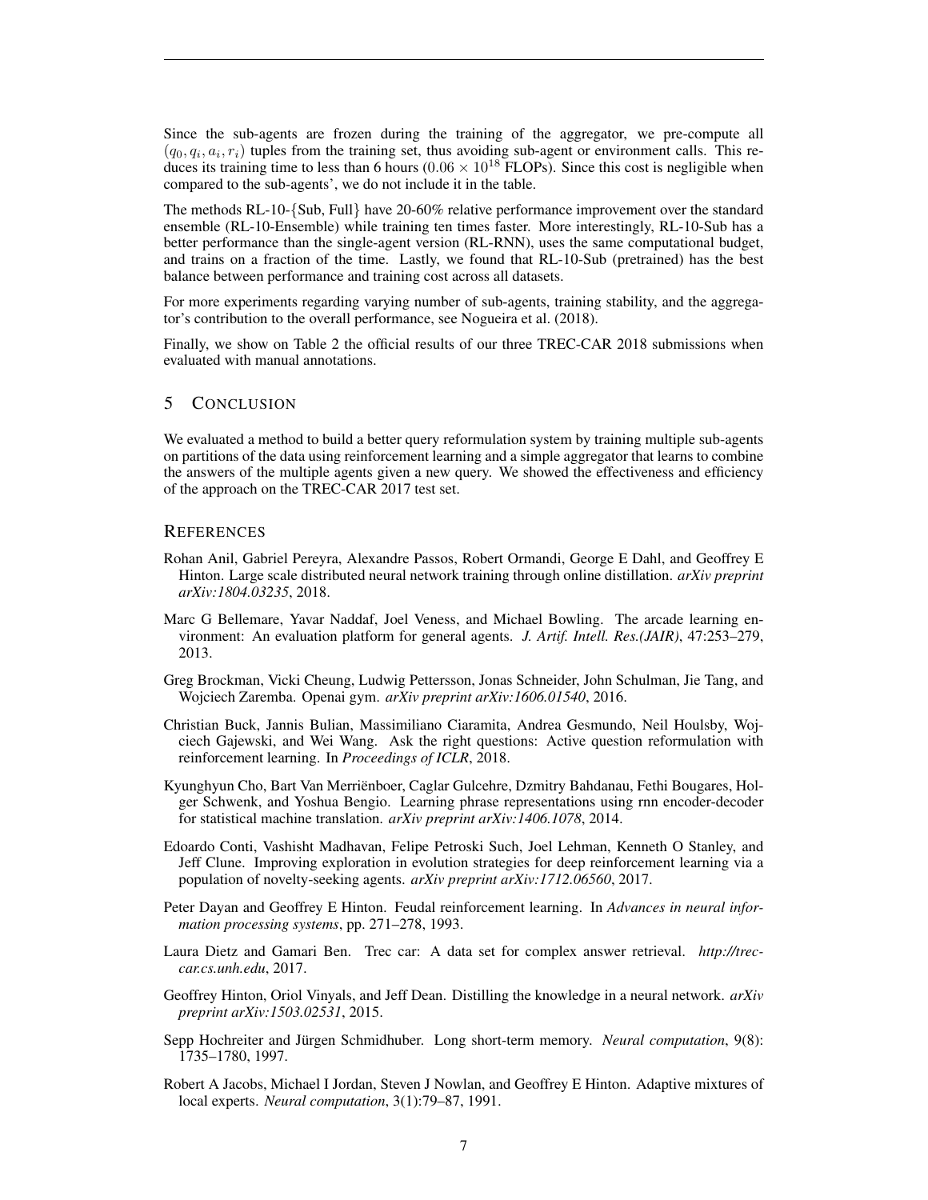Since the sub-agents are frozen during the training of the aggregator, we pre-compute all $(q_0, q_i, a_i, r_i)$ tuples from the training set, thus avoiding sub-agent or environment calls. This reduces its training time to less than 6 hours ($0.06 \times 10^{18}$ FLOPs). Since this cost is negligible when compared to the sub-agents', we do not include it in the table.

The methods RL-10-{Sub, Full} have 20-60% relative performance improvement over the standard ensemble (RL-10-Ensemble) while training ten times faster. More interestingly, RL-10-Sub has a better performance than the single-agent version (RL-RNN), uses the same computational budget, and trains on a fraction of the time. Lastly, we found that RL-10-Sub (pretrained) has the best balance between performance and training cost across all datasets.

For more experiments regarding varying number of sub-agents, training stability, and the aggregator's contribution to the overall performance, see Nogueira et al. (2018).

Finally, we show on Table 2 the official results of our three TREC-CAR 2018 submissions when evaluated with manual annotations.

## 5 Conclusion

We evaluated a method to build a better query reformulation system by training multiple sub-agents on partitions of the data using reinforcement learning and a simple aggregator that learns to combine the answers of the multiple agents given a new query. We showed the effectiveness and efficiency of the approach on the TREC-CAR 2017 test set.

## References

Rohan Anil, Gabriel Pereyra, Alexandre Passos, Robert Ormandi, George E Dahl, and Geoffrey E Hinton. Large scale distributed neural network training through online distillation. *arXiv preprint arXiv:1804.03235*, 2018.

Marc G Bellemare, Yavar Naddaf, Joel Veness, and Michael Bowling. The arcade learning environment: An evaluation platform for general agents. *J. Artif. Intell. Res.(JAIR)*, 47:253–279, 2013.

Greg Brockman, Vicki Cheung, Ludwig Pettersson, Jonas Schneider, John Schulman, Jie Tang, and Wojciech Zaremba. Openai gym. *arXiv preprint arXiv:1606.01540*, 2016.

Christian Buck, Jannis Bulian, Massimiliano Ciaramita, Andrea Gesmundo, Neil Houlsby, Wojciech Gajewski, and Wei Wang. Ask the right questions: Active question reformulation with reinforcement learning. In *Proceedings of ICLR*, 2018.

Kyunghyun Cho, Bart Van Merriënboer, Caglar Gulcehre, Dzmitry Bahdanau, Fethi Bougares, Holger Schwenk, and Yoshua Bengio. Learning phrase representations using rnn encoder-decoder for statistical machine translation. *arXiv preprint arXiv:1406.1078*, 2014.

Edoardo Conti, Vashisht Madhavan, Felipe Petroski Such, Joel Lehman, Kenneth O Stanley, and Jeff Clune. Improving exploration in evolution strategies for deep reinforcement learning via a population of novelty-seeking agents. *arXiv preprint arXiv:1712.06560*, 2017.

Peter Dayan and Geoffrey E Hinton. Feudal reinforcement learning. In *Advances in neural information processing systems*, pp. 271–278, 1993.

Laura Dietz and Gamari Ben. Trec car: A data set for complex answer retrieval. *http://trec-car.cs.unh.edu*, 2017.

Geoffrey Hinton, Oriol Vinyals, and Jeff Dean. Distilling the knowledge in a neural network. *arXiv preprint arXiv:1503.02531*, 2015.

Sepp Hochreiter and Jürgen Schmidhuber. Long short-term memory. *Neural computation*, 9(8): 1735–1780, 1997.

Robert A Jacobs, Michael I Jordan, Steven J Nowlan, and Geoffrey E Hinton. Adaptive mixtures of local experts. *Neural computation*, 3(1):79–87, 1991.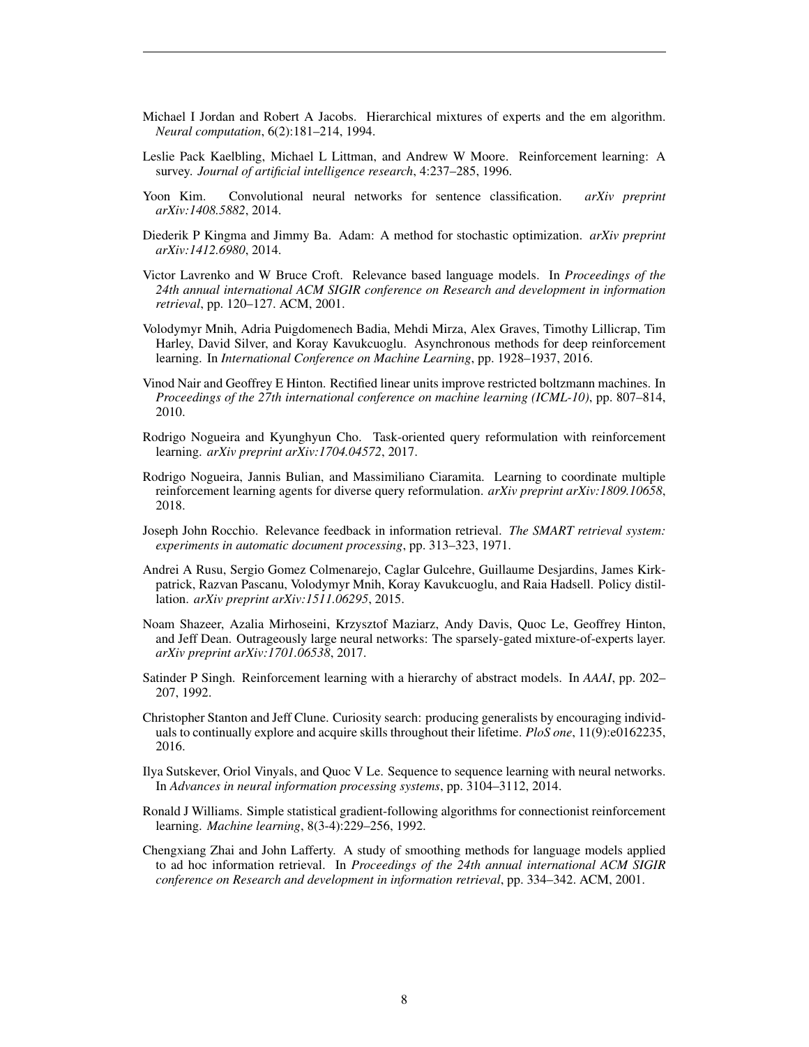Michael I Jordan and Robert A Jacobs. Hierarchical mixtures of experts and the em algorithm. *Neural computation*, 6(2):181–214, 1994.

Leslie Pack Kaelbling, Michael L Littman, and Andrew W Moore. Reinforcement learning: A survey. *Journal of artificial intelligence research*, 4:237–285, 1996.

Yoon Kim. Convolutional neural networks for sentence classification. *arXiv preprint arXiv:1408.5882*, 2014.

Diederik P Kingma and Jimmy Ba. Adam: A method for stochastic optimization. *arXiv preprint arXiv:1412.6980*, 2014.

Victor Lavrenko and W Bruce Croft. Relevance based language models. In *Proceedings of the 24th annual international ACM SIGIR conference on Research and development in information retrieval*, pp. 120–127. ACM, 2001.

Volodymyr Mnih, Adria Puigdomenech Badia, Mehdi Mirza, Alex Graves, Timothy Lillicrap, Tim Harley, David Silver, and Koray Kavukcuoglu. Asynchronous methods for deep reinforcement learning. In *International Conference on Machine Learning*, pp. 1928–1937, 2016.

Vinod Nair and Geoffrey E Hinton. Rectified linear units improve restricted boltzmann machines. In *Proceedings of the 27th international conference on machine learning (ICML-10)*, pp. 807–814, 2010.

Rodrigo Nogueira and Kyunghyun Cho. Task-oriented query reformulation with reinforcement learning. *arXiv preprint arXiv:1704.04572*, 2017.

Rodrigo Nogueira, Jannis Bulian, and Massimiliano Ciaramita. Learning to coordinate multiple reinforcement learning agents for diverse query reformulation. *arXiv preprint arXiv:1809.10658*, 2018.

Joseph John Rocchio. Relevance feedback in information retrieval. *The SMART retrieval system: experiments in automatic document processing*, pp. 313–323, 1971.

Andrei A Rusu, Sergio Gomez Colmenarejo, Caglar Gulcehre, Guillaume Desjardins, James Kirkpatrick, Razvan Pascanu, Volodymyr Mnih, Koray Kavukcuoglu, and Raia Hadsell. Policy distillation. *arXiv preprint arXiv:1511.06295*, 2015.

Noam Shazeer, Azalia Mirhoseini, Krzysztof Maziarz, Andy Davis, Quoc Le, Geoffrey Hinton, and Jeff Dean. Outrageously large neural networks: The sparsely-gated mixture-of-experts layer. *arXiv preprint arXiv:1701.06538*, 2017.

Satinder P Singh. Reinforcement learning with a hierarchy of abstract models. In *AAAI*, pp. 202–207, 1992.

Christopher Stanton and Jeff Clune. Curiosity search: producing generalists by encouraging individuals to continually explore and acquire skills throughout their lifetime. *PloS one*, 11(9):e0162235, 2016.

Ilya Sutskever, Oriol Vinyals, and Quoc V Le. Sequence to sequence learning with neural networks. In *Advances in neural information processing systems*, pp. 3104–3112, 2014.

Ronald J Williams. Simple statistical gradient-following algorithms for connectionist reinforcement learning. *Machine learning*, 8(3-4):229–256, 1992.

Chengxiang Zhai and John Lafferty. A study of smoothing methods for language models applied to ad hoc information retrieval. In *Proceedings of the 24th annual international ACM SIGIR conference on Research and development in information retrieval*, pp. 334–342. ACM, 2001.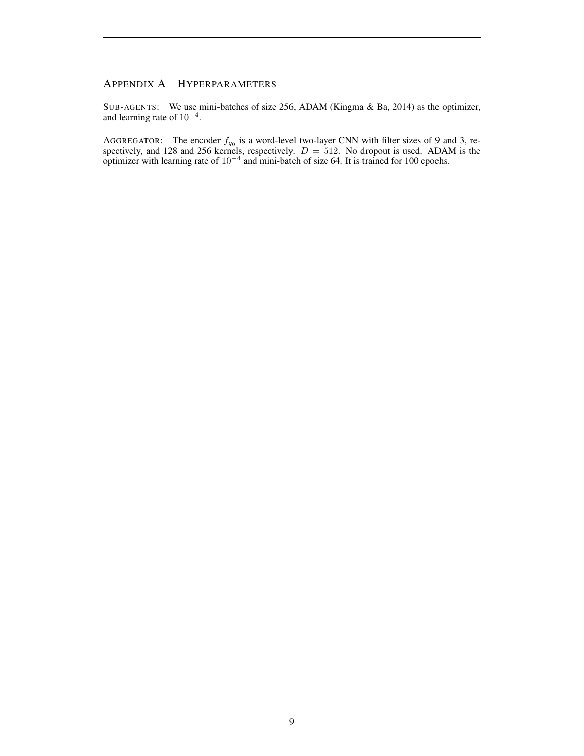## APPENDIX A HYPERPARAMETERS

SUB-AGENTS: We use mini-batches of size 256, ADAM (Kingma & Ba, 2014) as the optimizer, and learning rate of $10^{-4}$.

AGGREGATOR: The encoder $f_{q_0}$ is a word-level two-layer CNN with filter sizes of 9 and 3, respectively, and 128 and 256 kernels, respectively. $D = 512$. No dropout is used. ADAM is the optimizer with learning rate of $10^{-4}$ and mini-batch of size 64. It is trained for 100 epochs.